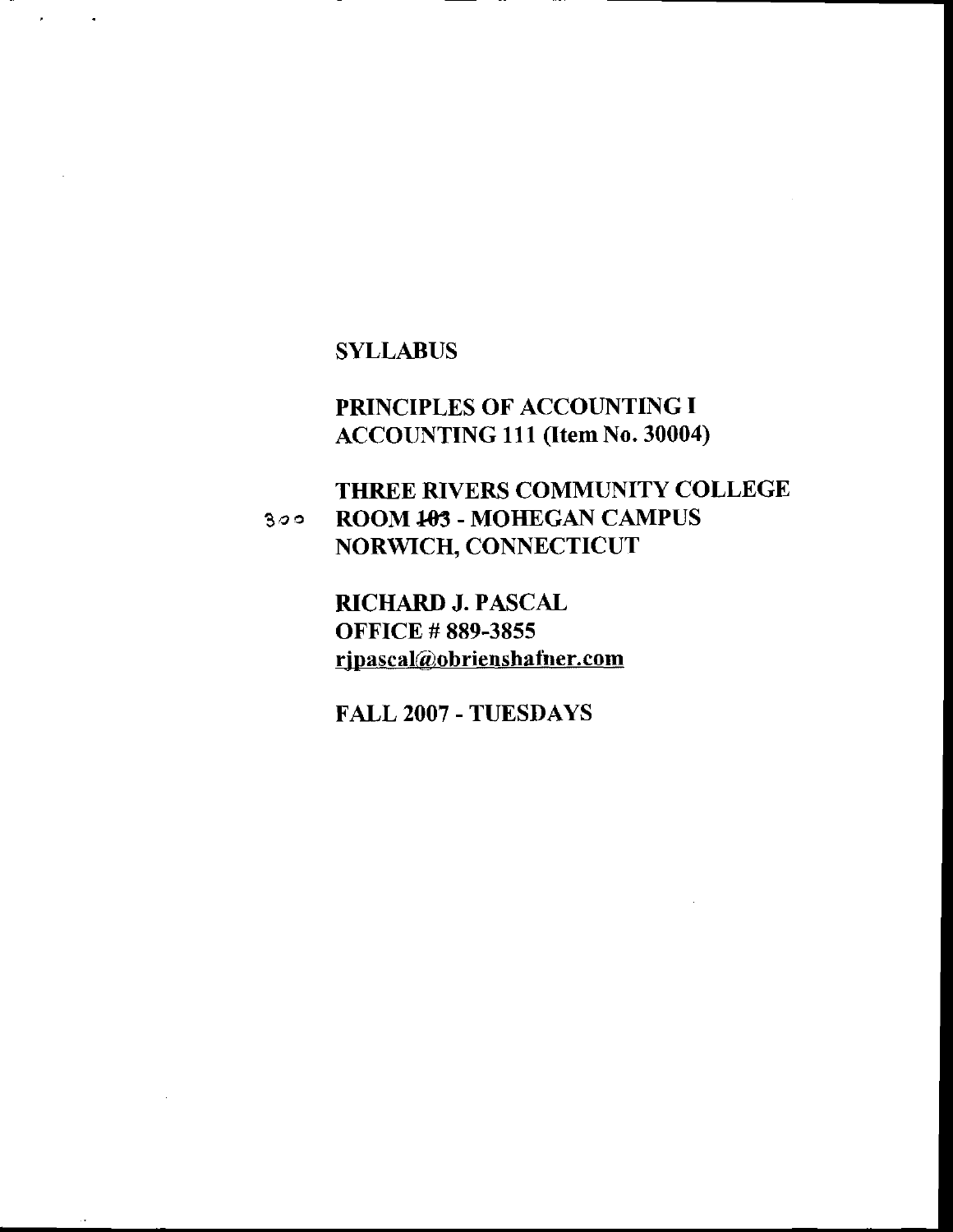**SYLLABUS**

**PRINCIPLES OF ACCOUNTING I**
**ACCOUNTING 111 (Item No. 30004)**

**THREE RIVERS COMMUNITY COLLEGE**
**ROOM ~~103~~ 300 - MOHEGAN CAMPUS**
**NORWICH, CONNECTICUT**

**RICHARD J. PASCAL**
**OFFICE # 889-3855**
**rjpascal@obrienshafner.com**

**FALL 2007 - TUESDAYS**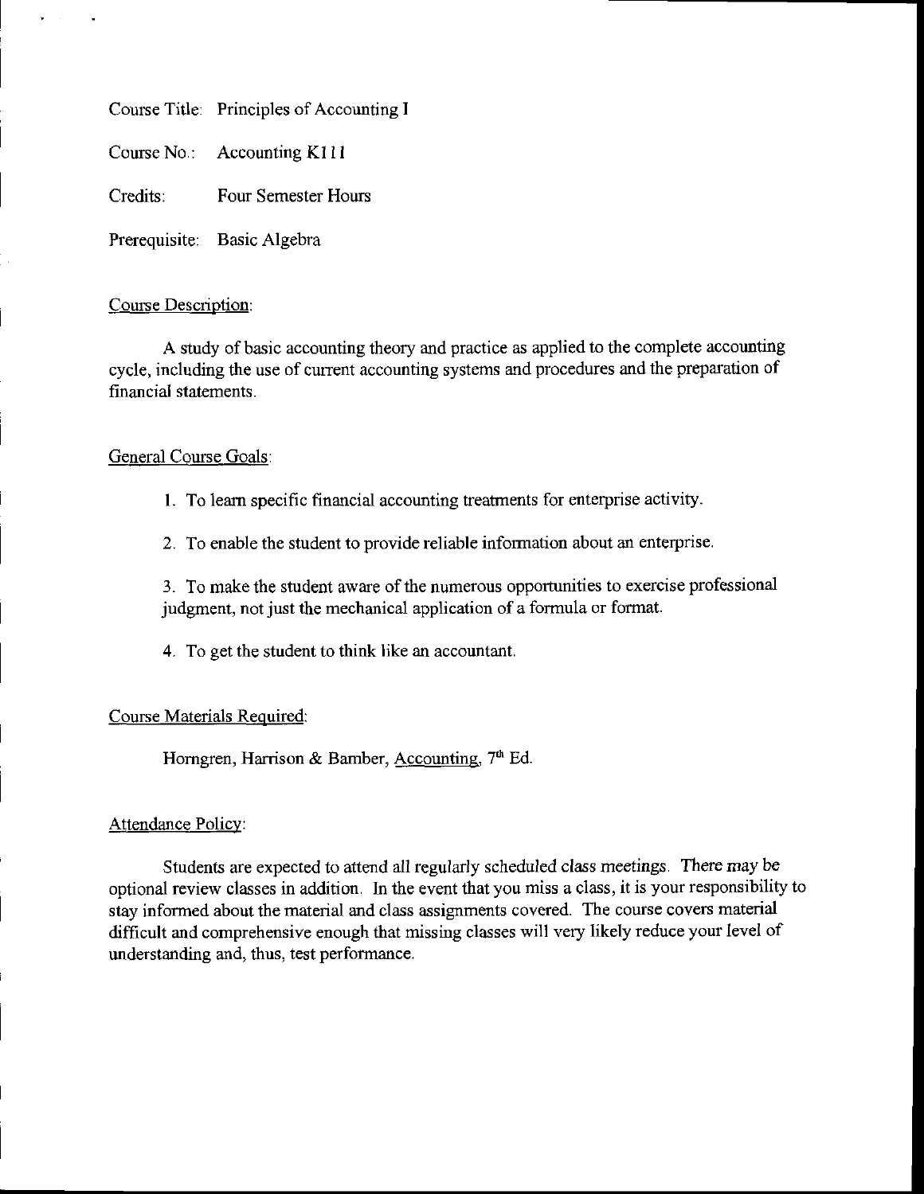Course Title: Principles of Accounting I

Course No.: Accounting K111

Credits: Four Semester Hours

Prerequisite: Basic Algebra

## Course Description:

A study of basic accounting theory and practice as applied to the complete accounting cycle, including the use of current accounting systems and procedures and the preparation of financial statements.

## General Course Goals:

1. To learn specific financial accounting treatments for enterprise activity.

2. To enable the student to provide reliable information about an enterprise.

3. To make the student aware of the numerous opportunities to exercise professional judgment, not just the mechanical application of a formula or format.

4. To get the student to think like an accountant.

## Course Materials Required:

Horngren, Harrison & Bamber, Accounting, 7th Ed.

## Attendance Policy:

Students are expected to attend all regularly scheduled class meetings. There may be optional review classes in addition. In the event that you miss a class, it is your responsibility to stay informed about the material and class assignments covered. The course covers material difficult and comprehensive enough that missing classes will very likely reduce your level of understanding and, thus, test performance.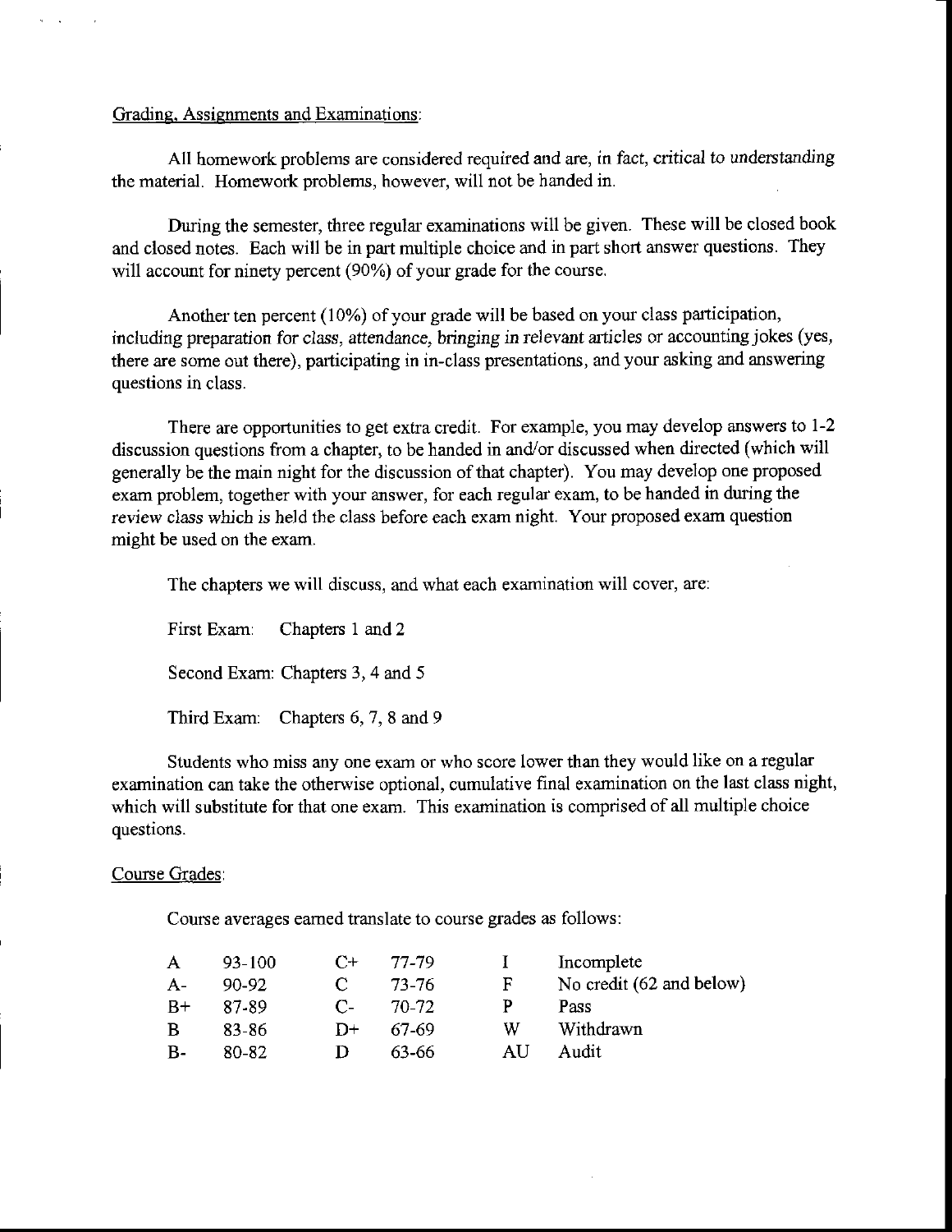Grading, Assignments and Examinations:

All homework problems are considered required and are, *in fact*, critical to understanding the material. Homework problems, however, will not be handed in.

During the semester, three regular examinations will be given. These will be closed book and closed notes. Each will be in part multiple choice and in part short answer questions. They will account for ninety percent (90%) of your grade for the course.

Another ten percent (10%) of your grade will be based on your class participation, including preparation for class, attendance, bringing in relevant articles or accounting jokes (yes, there are some out there), participating in in-class presentations, and your asking and answering questions in class.

There are opportunities to get extra credit. For example, you may develop answers to 1-2 discussion questions from a chapter, to be handed in and/or discussed when directed (which will generally be the main night for the discussion of that chapter). You may develop one proposed exam problem, together with your answer, for each regular exam, to be handed in during the review class which is held the class before each exam night. Your proposed exam question might be used on the exam.

The chapters we will discuss, and what each examination will cover, are:

First Exam: Chapters 1 and 2

Second Exam: Chapters 3, 4 and 5

Third Exam: Chapters 6, 7, 8 and 9

Students who miss any one exam or who score lower than they would like on a regular examination can take the otherwise optional, cumulative final examination on the last class night, which will substitute for that one exam. This examination is comprised of all multiple choice questions.

Course Grades:

Course averages earned translate to course grades as follows:

| | | | | | |
|---|---|---|---|---|---|
| A | 93-100 | C+ | 77-79 | I | Incomplete |
| A- | 90-92 | C | 73-76 | F | No credit (62 and below) |
| B+ | 87-89 | C- | 70-72 | P | Pass |
| B | 83-86 | D+ | 67-69 | W | Withdrawn |
| B- | 80-82 | D | 63-66 | AU | Audit |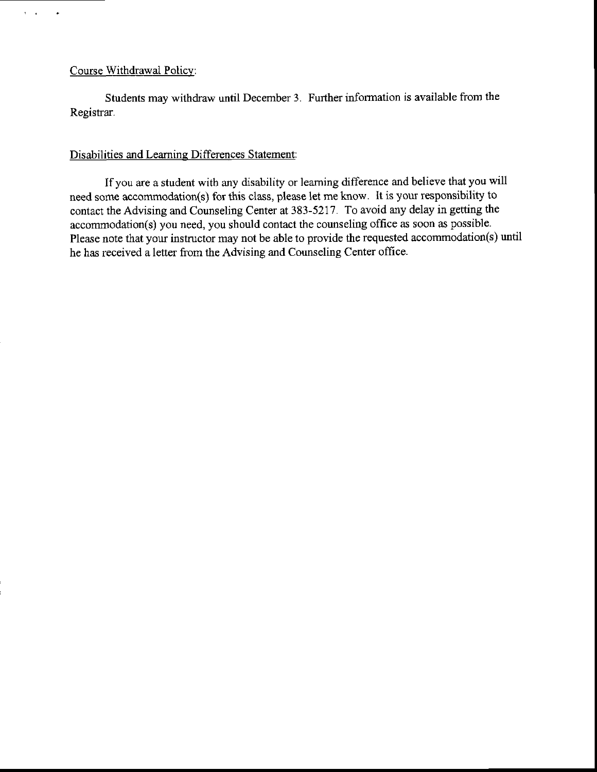Course Withdrawal Policy:

Students may withdraw until December 3. Further information is available from the Registrar.

Disabilities and Learning Differences Statement:

If you are a student with any disability or learning difference and believe that you will need some accommodation(s) for this class, please let me know. It is your responsibility to contact the Advising and Counseling Center at 383-5217. To avoid any delay in getting the accommodation(s) you need, you should contact the counseling office as soon as possible. Please note that your instructor may not be able to provide the requested accommodation(s) until he has received a letter from the Advising and Counseling Center office.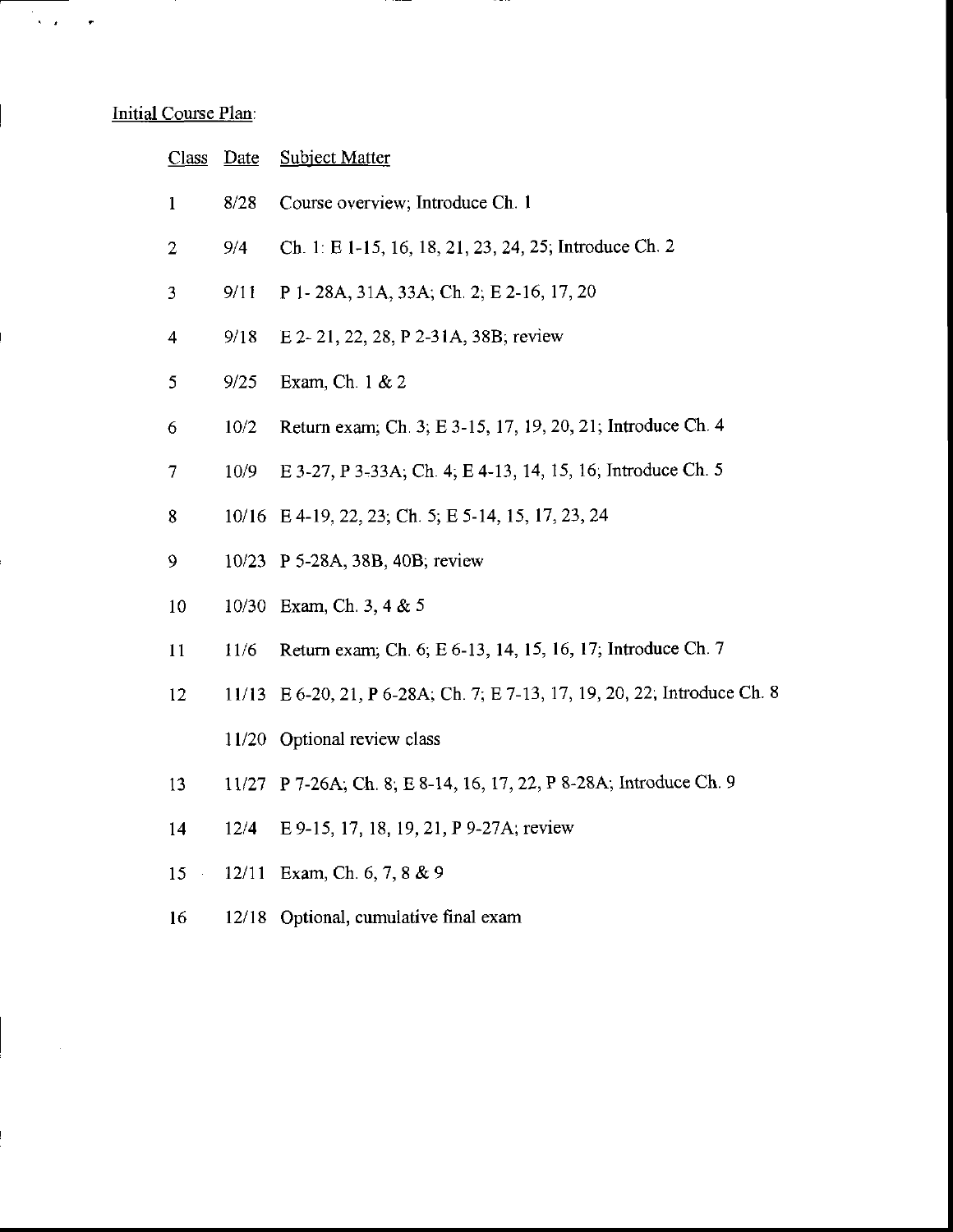Initial Course Plan:

| Class | Date | Subject Matter |
|---|---|---|
| 1 | 8/28 | Course overview; Introduce Ch. 1 |
| 2 | 9/4 | Ch. 1: E 1-15, 16, 18, 21, 23, 24, 25; Introduce Ch. 2 |
| 3 | 9/11 | P 1- 28A, 31A, 33A; Ch. 2; E 2-16, 17, 20 |
| 4 | 9/18 | E 2- 21, 22, 28, P 2-31A, 38B; review |
| 5 | 9/25 | Exam, Ch. 1 & 2 |
| 6 | 10/2 | Return exam; Ch. 3; E 3-15, 17, 19, 20, 21; Introduce Ch. 4 |
| 7 | 10/9 | E 3-27, P 3-33A; Ch. 4; E 4-13, 14, 15, 16; Introduce Ch. 5 |
| 8 | 10/16 | E 4-19, 22, 23; Ch. 5; E 5-14, 15, 17, 23, 24 |
| 9 | 10/23 | P 5-28A, 38B, 40B; review |
| 10 | 10/30 | Exam, Ch. 3, 4 & 5 |
| 11 | 11/6 | Return exam; Ch. 6; E 6-13, 14, 15, 16, 17; Introduce Ch. 7 |
| 12 | 11/13 | E 6-20, 21, P 6-28A; Ch. 7; E 7-13, 17, 19, 20, 22; Introduce Ch. 8 |
| | 11/20 | Optional review class |
| 13 | 11/27 | P 7-26A; Ch. 8; E 8-14, 16, 17, 22, P 8-28A; Introduce Ch. 9 |
| 14 | 12/4 | E 9-15, 17, 18, 19, 21, P 9-27A; review |
| 15 | 12/11 | Exam, Ch. 6, 7, 8 & 9 |
| 16 | 12/18 | Optional, cumulative final exam |